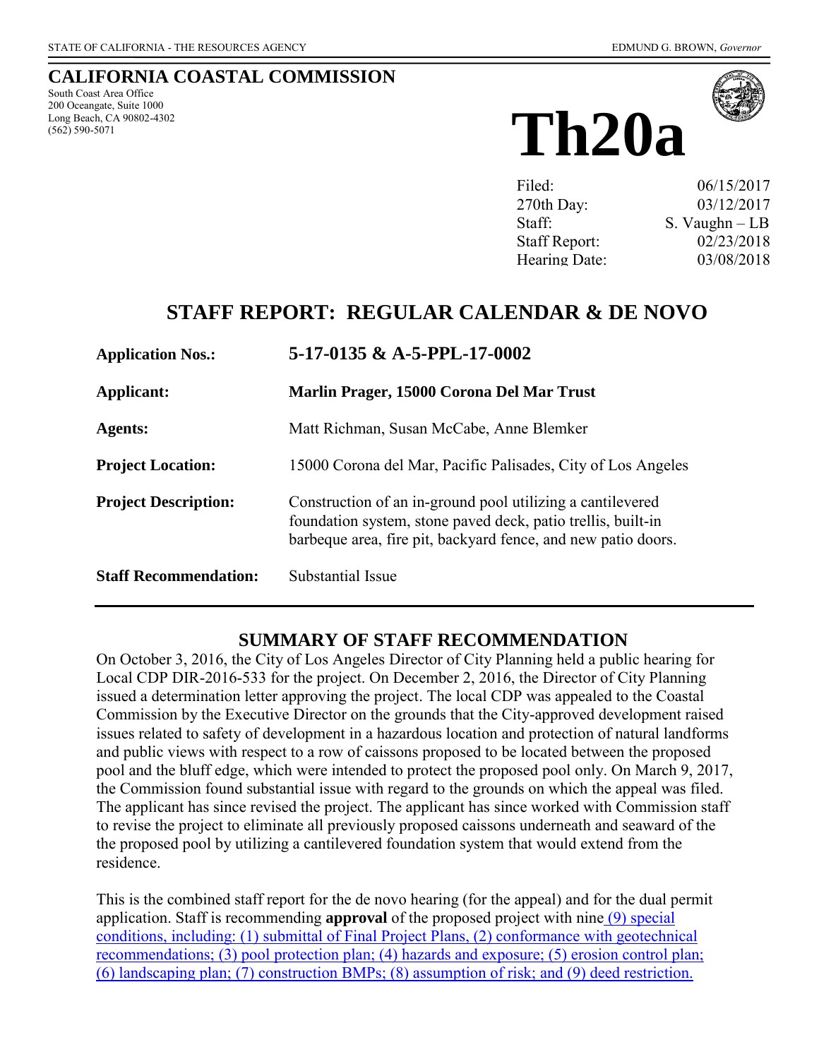STATE OF CALIFORNIA - THE RESOURCES AGENCY EDMUND G. BROWN, *Governor*

# CALIFORNIA COASTAL COMMISSION

South Coast Area Office
200 Oceangate, Suite 1000
Long Beach, CA 90802-4302
(562) 590-5071

# Th20a

| | |
|---|---|
| Filed: | 06/15/2017 |
| 270th Day: | 03/12/2017 |
| Staff: | S. Vaughn – LB |
| Staff Report: | 02/23/2018 |
| Hearing Date: | 03/08/2018 |

## STAFF REPORT: REGULAR CALENDAR & DE NOVO

| | |
|---|---|
| **Application Nos.:** | **5-17-0135 & A-5-PPL-17-0002** |
| **Applicant:** | **Marlin Prager, 15000 Corona Del Mar Trust** |
| **Agents:** | Matt Richman, Susan McCabe, Anne Blemker |
| **Project Location:** | 15000 Corona del Mar, Pacific Palisades, City of Los Angeles |
| **Project Description:** | Construction of an in-ground pool utilizing a cantilevered foundation system, stone paved deck, patio trellis, built-in barbeque area, fire pit, backyard fence, and new patio doors. |
| **Staff Recommendation:** | Substantial Issue |

## SUMMARY OF STAFF RECOMMENDATION

On October 3, 2016, the City of Los Angeles Director of City Planning held a public hearing for Local CDP DIR-2016-533 for the project. On December 2, 2016, the Director of City Planning issued a determination letter approving the project. The local CDP was appealed to the Coastal Commission by the Executive Director on the grounds that the City-approved development raised issues related to safety of development in a hazardous location and protection of natural landforms and public views with respect to a row of caissons proposed to be located between the proposed pool and the bluff edge, which were intended to protect the proposed pool only. On March 9, 2017, the Commission found substantial issue with regard to the grounds on which the appeal was filed. The applicant has since revised the project. The applicant has since worked with Commission staff to revise the project to eliminate all previously proposed caissons underneath and seaward of the the proposed pool by utilizing a cantilevered foundation system that would extend from the residence.

This is the combined staff report for the de novo hearing (for the appeal) and for the dual permit application. Staff is recommending **approval** of the proposed project with nine (9) special conditions, including: (1) submittal of Final Project Plans, (2) conformance with geotechnical recommendations; (3) pool protection plan; (4) hazards and exposure; (5) erosion control plan; (6) landscaping plan; (7) construction BMPs; (8) assumption of risk; and (9) deed restriction.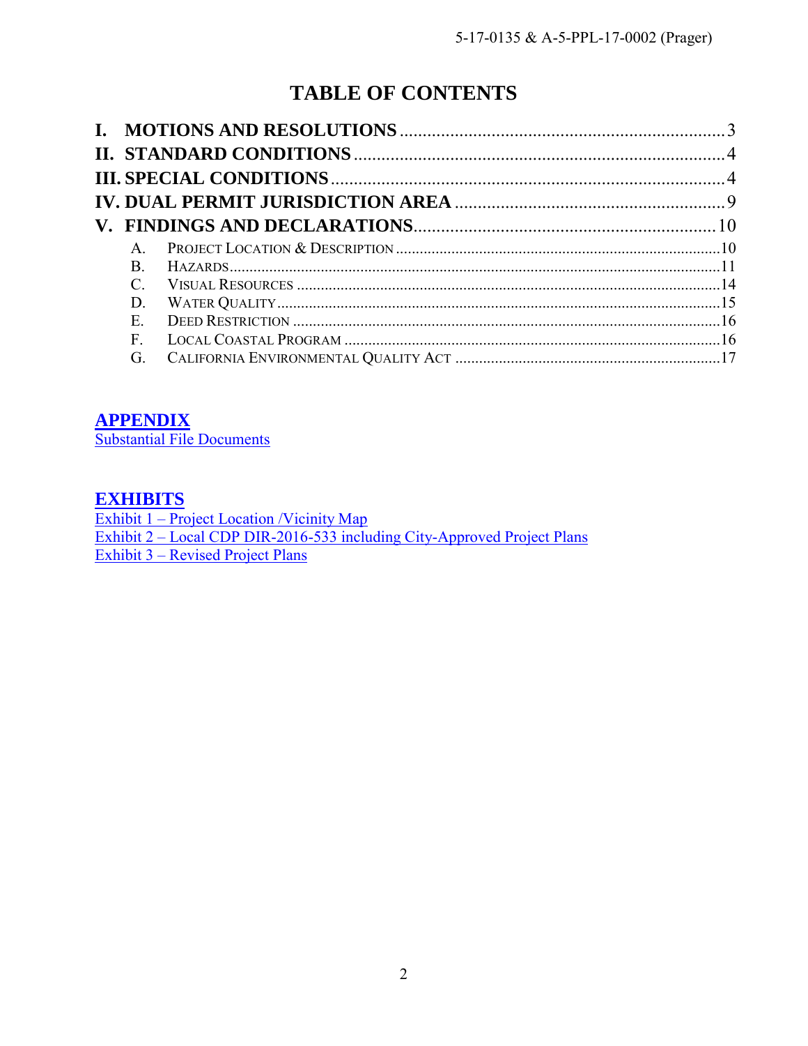# TABLE OF CONTENTS

**I. MOTIONS AND RESOLUTIONS** ........................................................................ 3
**II. STANDARD CONDITIONS** ........................................................................ 4
**III. SPECIAL CONDITIONS** ........................................................................ 4
**IV. DUAL PERMIT JURISDICTION AREA** ........................................................................ 9
**V. FINDINGS AND DECLARATIONS** ........................................................................ 10

- A. PROJECT LOCATION & DESCRIPTION ........................................................................ 10
- B. HAZARDS ........................................................................ 11
- C. VISUAL RESOURCES ........................................................................ 14
- D. WATER QUALITY ........................................................................ 15
- E. DEED RESTRICTION ........................................................................ 16
- F. LOCAL COASTAL PROGRAM ........................................................................ 16
- G. CALIFORNIA ENVIRONMENTAL QUALITY ACT ........................................................................ 17

## APPENDIX

Substantial File Documents

## EXHIBITS

Exhibit 1 – Project Location /Vicinity Map
Exhibit 2 – Local CDP DIR-2016-533 including City-Approved Project Plans
Exhibit 3 – Revised Project Plans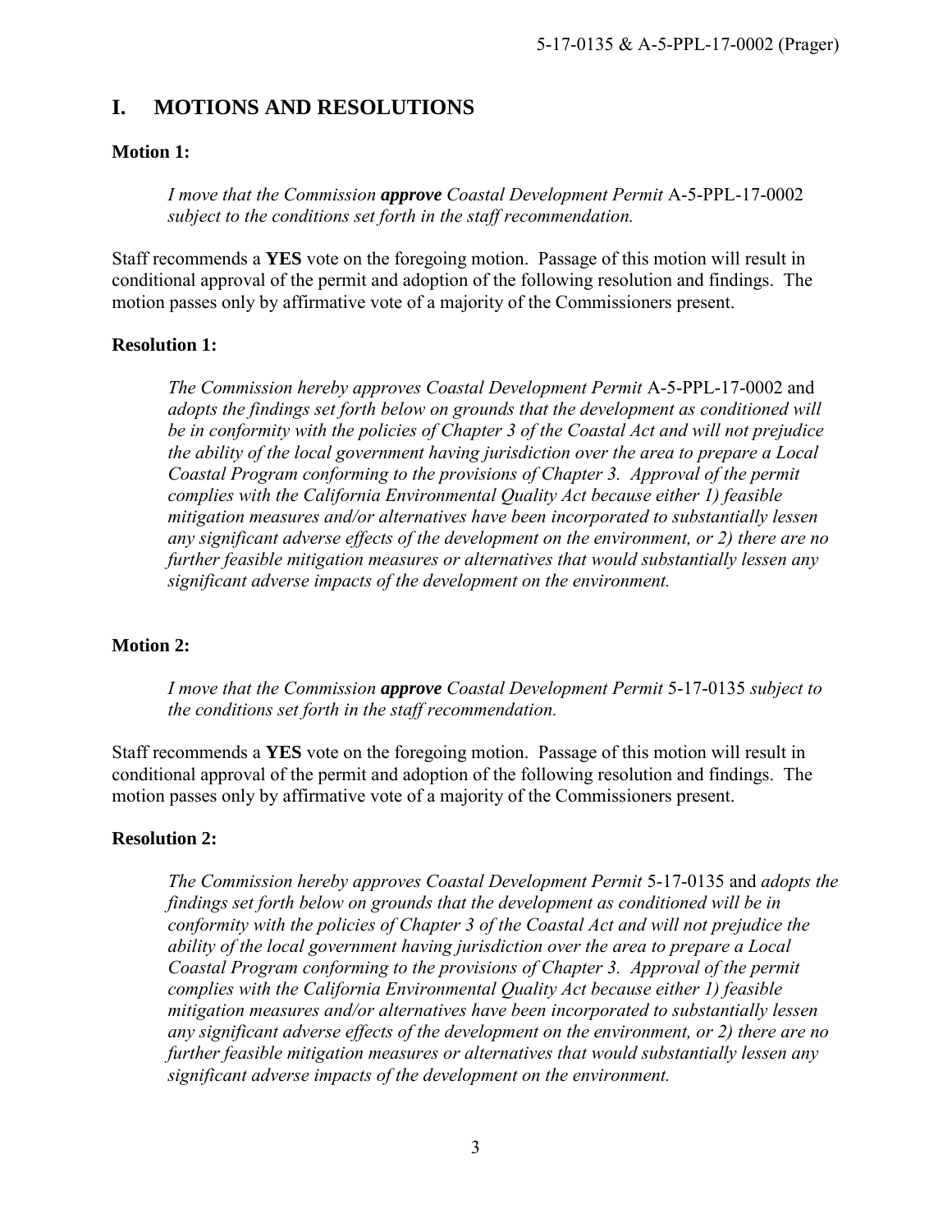## I. MOTIONS AND RESOLUTIONS

**Motion 1:**

> *I move that the Commission* ***approve*** *Coastal Development Permit* A-5-PPL-17-0002 *subject to the conditions set forth in the staff recommendation.*

Staff recommends a **YES** vote on the foregoing motion. Passage of this motion will result in conditional approval of the permit and adoption of the following resolution and findings. The motion passes only by affirmative vote of a majority of the Commissioners present.

**Resolution 1:**

> *The Commission hereby approves Coastal Development Permit* A-5-PPL-17-0002 and *adopts the findings set forth below on grounds that the development as conditioned will be in conformity with the policies of Chapter 3 of the Coastal Act and will not prejudice the ability of the local government having jurisdiction over the area to prepare a Local Coastal Program conforming to the provisions of Chapter 3. Approval of the permit complies with the California Environmental Quality Act because either 1) feasible mitigation measures and/or alternatives have been incorporated to substantially lessen any significant adverse effects of the development on the environment, or 2) there are no further feasible mitigation measures or alternatives that would substantially lessen any significant adverse impacts of the development on the environment.*

**Motion 2:**

> *I move that the Commission* ***approve*** *Coastal Development Permit* 5-17-0135 *subject to the conditions set forth in the staff recommendation.*

Staff recommends a **YES** vote on the foregoing motion. Passage of this motion will result in conditional approval of the permit and adoption of the following resolution and findings. The motion passes only by affirmative vote of a majority of the Commissioners present.

**Resolution 2:**

> *The Commission hereby approves Coastal Development Permit* 5-17-0135 and *adopts the findings set forth below on grounds that the development as conditioned will be in conformity with the policies of Chapter 3 of the Coastal Act and will not prejudice the ability of the local government having jurisdiction over the area to prepare a Local Coastal Program conforming to the provisions of Chapter 3. Approval of the permit complies with the California Environmental Quality Act because either 1) feasible mitigation measures and/or alternatives have been incorporated to substantially lessen any significant adverse effects of the development on the environment, or 2) there are no further feasible mitigation measures or alternatives that would substantially lessen any significant adverse impacts of the development on the environment.*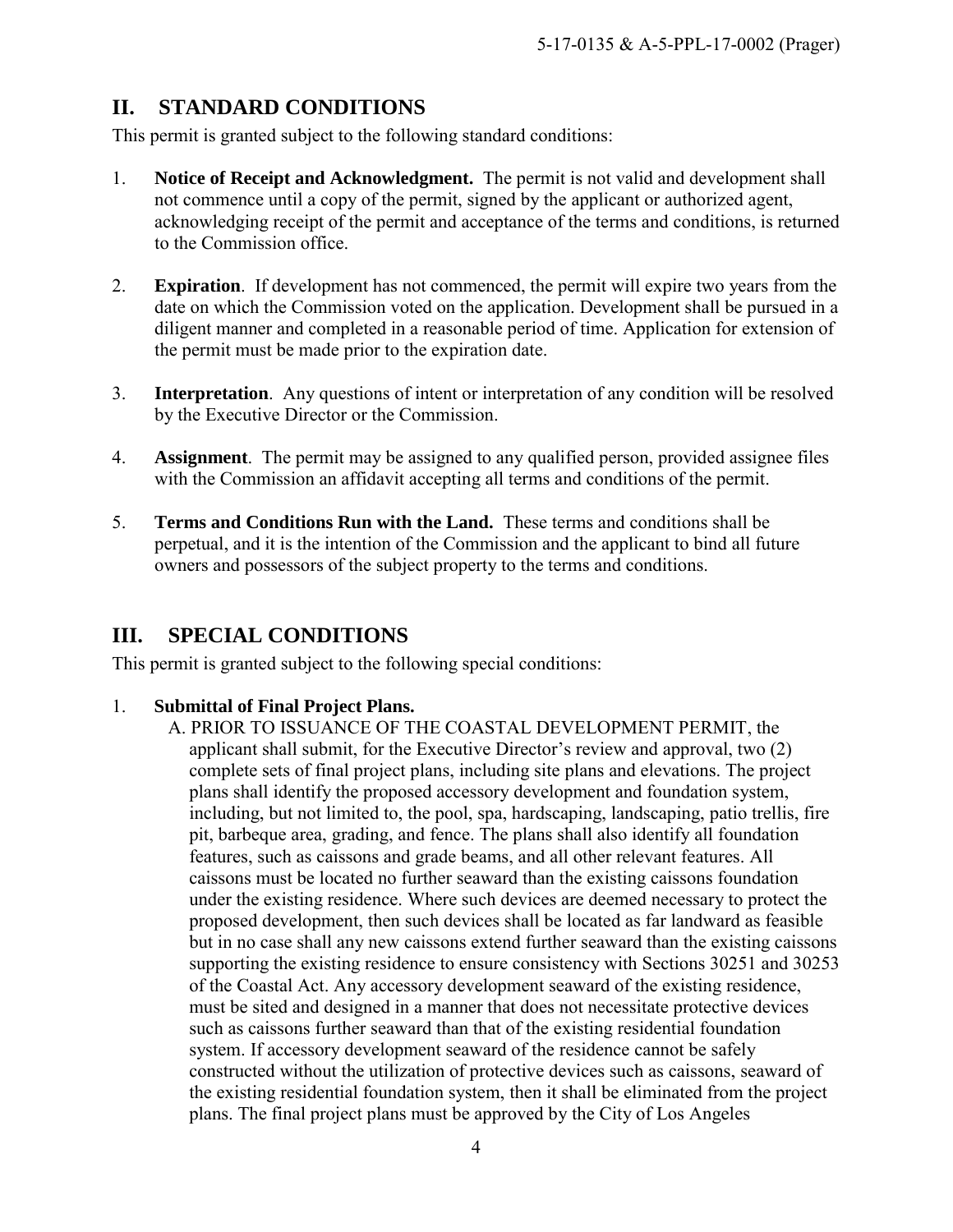## II. STANDARD CONDITIONS

This permit is granted subject to the following standard conditions:

1. **Notice of Receipt and Acknowledgment.** The permit is not valid and development shall not commence until a copy of the permit, signed by the applicant or authorized agent, acknowledging receipt of the permit and acceptance of the terms and conditions, is returned to the Commission office.

2. **Expiration**. If development has not commenced, the permit will expire two years from the date on which the Commission voted on the application. Development shall be pursued in a diligent manner and completed in a reasonable period of time. Application for extension of the permit must be made prior to the expiration date.

3. **Interpretation**. Any questions of intent or interpretation of any condition will be resolved by the Executive Director or the Commission.

4. **Assignment**. The permit may be assigned to any qualified person, provided assignee files with the Commission an affidavit accepting all terms and conditions of the permit.

5. **Terms and Conditions Run with the Land.** These terms and conditions shall be perpetual, and it is the intention of the Commission and the applicant to bind all future owners and possessors of the subject property to the terms and conditions.

## III. SPECIAL CONDITIONS

This permit is granted subject to the following special conditions:

1. **Submittal of Final Project Plans.**

   A. PRIOR TO ISSUANCE OF THE COASTAL DEVELOPMENT PERMIT, the applicant shall submit, for the Executive Director's review and approval, two (2) complete sets of final project plans, including site plans and elevations. The project plans shall identify the proposed accessory development and foundation system, including, but not limited to, the pool, spa, hardscaping, landscaping, patio trellis, fire pit, barbeque area, grading, and fence. The plans shall also identify all foundation features, such as caissons and grade beams, and all other relevant features. All caissons must be located no further seaward than the existing caissons foundation under the existing residence. Where such devices are deemed necessary to protect the proposed development, then such devices shall be located as far landward as feasible but in no case shall any new caissons extend further seaward than the existing caissons supporting the existing residence to ensure consistency with Sections 30251 and 30253 of the Coastal Act. Any accessory development seaward of the existing residence, must be sited and designed in a manner that does not necessitate protective devices such as caissons further seaward than that of the existing residential foundation system. If accessory development seaward of the residence cannot be safely constructed without the utilization of protective devices such as caissons, seaward of the existing residential foundation system, then it shall be eliminated from the project plans. The final project plans must be approved by the City of Los Angeles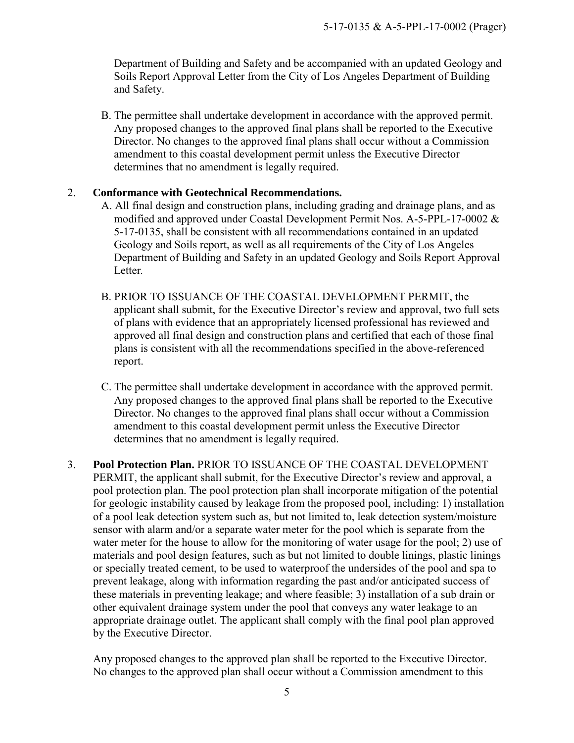Department of Building and Safety and be accompanied with an updated Geology and Soils Report Approval Letter from the City of Los Angeles Department of Building and Safety.

B. The permittee shall undertake development in accordance with the approved permit. Any proposed changes to the approved final plans shall be reported to the Executive Director. No changes to the approved final plans shall occur without a Commission amendment to this coastal development permit unless the Executive Director determines that no amendment is legally required.

2. **Conformance with Geotechnical Recommendations.**

   A. All final design and construction plans, including grading and drainage plans, and as modified and approved under Coastal Development Permit Nos. A-5-PPL-17-0002 & 5-17-0135, shall be consistent with all recommendations contained in an updated Geology and Soils report, as well as all requirements of the City of Los Angeles Department of Building and Safety in an updated Geology and Soils Report Approval Letter.

   B. PRIOR TO ISSUANCE OF THE COASTAL DEVELOPMENT PERMIT, the applicant shall submit, for the Executive Director's review and approval, two full sets of plans with evidence that an appropriately licensed professional has reviewed and approved all final design and construction plans and certified that each of those final plans is consistent with all the recommendations specified in the above-referenced report.

   C. The permittee shall undertake development in accordance with the approved permit. Any proposed changes to the approved final plans shall be reported to the Executive Director. No changes to the approved final plans shall occur without a Commission amendment to this coastal development permit unless the Executive Director determines that no amendment is legally required.

3. **Pool Protection Plan.** PRIOR TO ISSUANCE OF THE COASTAL DEVELOPMENT PERMIT, the applicant shall submit, for the Executive Director's review and approval, a pool protection plan. The pool protection plan shall incorporate mitigation of the potential for geologic instability caused by leakage from the proposed pool, including: 1) installation of a pool leak detection system such as, but not limited to, leak detection system/moisture sensor with alarm and/or a separate water meter for the pool which is separate from the water meter for the house to allow for the monitoring of water usage for the pool; 2) use of materials and pool design features, such as but not limited to double linings, plastic linings or specially treated cement, to be used to waterproof the undersides of the pool and spa to prevent leakage, along with information regarding the past and/or anticipated success of these materials in preventing leakage; and where feasible; 3) installation of a sub drain or other equivalent drainage system under the pool that conveys any water leakage to an appropriate drainage outlet. The applicant shall comply with the final pool plan approved by the Executive Director.

   Any proposed changes to the approved plan shall be reported to the Executive Director. No changes to the approved plan shall occur without a Commission amendment to this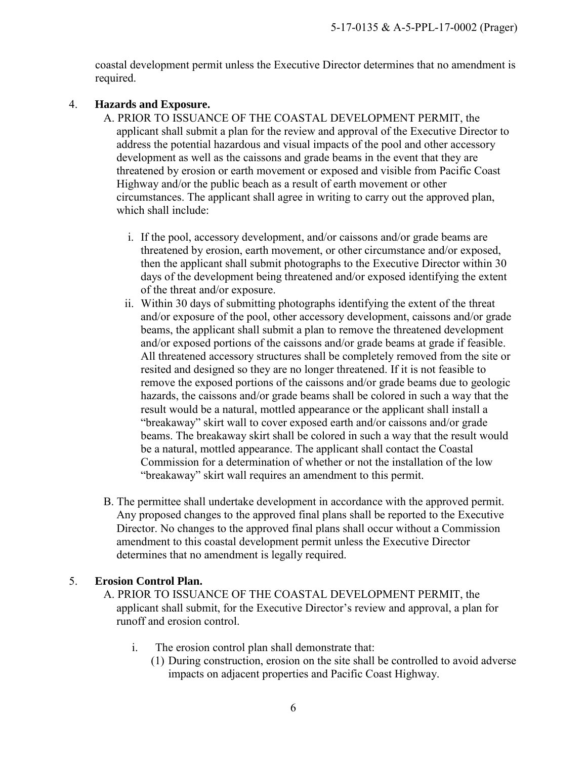coastal development permit unless the Executive Director determines that no amendment is required.

4. **Hazards and Exposure.**

   A. PRIOR TO ISSUANCE OF THE COASTAL DEVELOPMENT PERMIT, the applicant shall submit a plan for the review and approval of the Executive Director to address the potential hazardous and visual impacts of the pool and other accessory development as well as the caissons and grade beams in the event that they are threatened by erosion or earth movement or exposed and visible from Pacific Coast Highway and/or the public beach as a result of earth movement or other circumstances. The applicant shall agree in writing to carry out the approved plan, which shall include:

      i. If the pool, accessory development, and/or caissons and/or grade beams are threatened by erosion, earth movement, or other circumstance and/or exposed, then the applicant shall submit photographs to the Executive Director within 30 days of the development being threatened and/or exposed identifying the extent of the threat and/or exposure.

      ii. Within 30 days of submitting photographs identifying the extent of the threat and/or exposure of the pool, other accessory development, caissons and/or grade beams, the applicant shall submit a plan to remove the threatened development and/or exposed portions of the caissons and/or grade beams at grade if feasible. All threatened accessory structures shall be completely removed from the site or resited and designed so they are no longer threatened. If it is not feasible to remove the exposed portions of the caissons and/or grade beams due to geologic hazards, the caissons and/or grade beams shall be colored in such a way that the result would be a natural, mottled appearance or the applicant shall install a "breakaway" skirt wall to cover exposed earth and/or caissons and/or grade beams. The breakaway skirt shall be colored in such a way that the result would be a natural, mottled appearance. The applicant shall contact the Coastal Commission for a determination of whether or not the installation of the low "breakaway" skirt wall requires an amendment to this permit.

   B. The permittee shall undertake development in accordance with the approved permit. Any proposed changes to the approved final plans shall be reported to the Executive Director. No changes to the approved final plans shall occur without a Commission amendment to this coastal development permit unless the Executive Director determines that no amendment is legally required.

5. **Erosion Control Plan.**

   A. PRIOR TO ISSUANCE OF THE COASTAL DEVELOPMENT PERMIT, the applicant shall submit, for the Executive Director's review and approval, a plan for runoff and erosion control.

      i. The erosion control plan shall demonstrate that:

         (1) During construction, erosion on the site shall be controlled to avoid adverse impacts on adjacent properties and Pacific Coast Highway.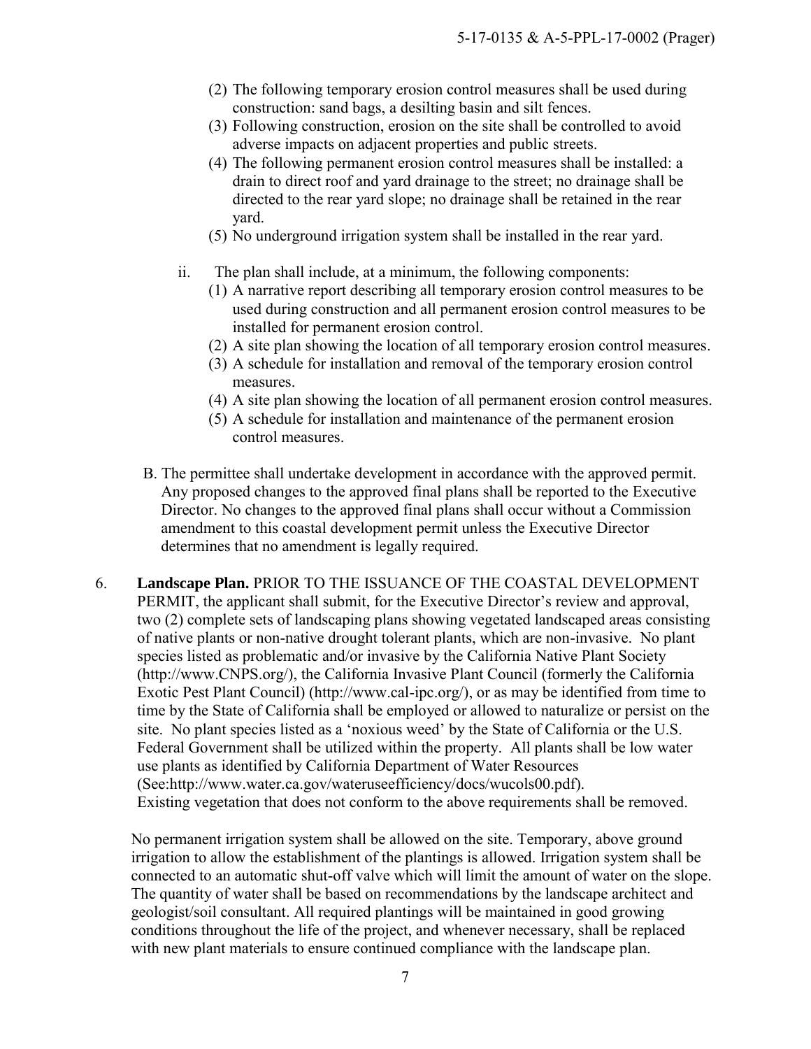(2) The following temporary erosion control measures shall be used during construction: sand bags, a desilting basin and silt fences.
(3) Following construction, erosion on the site shall be controlled to avoid adverse impacts on adjacent properties and public streets.
(4) The following permanent erosion control measures shall be installed: a drain to direct roof and yard drainage to the street; no drainage shall be directed to the rear yard slope; no drainage shall be retained in the rear yard.
(5) No underground irrigation system shall be installed in the rear yard.

ii. The plan shall include, at a minimum, the following components:
(1) A narrative report describing all temporary erosion control measures to be used during construction and all permanent erosion control measures to be installed for permanent erosion control.
(2) A site plan showing the location of all temporary erosion control measures.
(3) A schedule for installation and removal of the temporary erosion control measures.
(4) A site plan showing the location of all permanent erosion control measures.
(5) A schedule for installation and maintenance of the permanent erosion control measures.

B. The permittee shall undertake development in accordance with the approved permit. Any proposed changes to the approved final plans shall be reported to the Executive Director. No changes to the approved final plans shall occur without a Commission amendment to this coastal development permit unless the Executive Director determines that no amendment is legally required.

6. **Landscape Plan.** PRIOR TO THE ISSUANCE OF THE COASTAL DEVELOPMENT PERMIT, the applicant shall submit, for the Executive Director's review and approval, two (2) complete sets of landscaping plans showing vegetated landscaped areas consisting of native plants or non-native drought tolerant plants, which are non-invasive. No plant species listed as problematic and/or invasive by the California Native Plant Society (http://www.CNPS.org/), the California Invasive Plant Council (formerly the California Exotic Pest Plant Council) (http://www.cal-ipc.org/), or as may be identified from time to time by the State of California shall be employed or allowed to naturalize or persist on the site. No plant species listed as a 'noxious weed' by the State of California or the U.S. Federal Government shall be utilized within the property. All plants shall be low water use plants as identified by California Department of Water Resources (See:http://www.water.ca.gov/wateruseefficiency/docs/wucols00.pdf). Existing vegetation that does not conform to the above requirements shall be removed.

No permanent irrigation system shall be allowed on the site. Temporary, above ground irrigation to allow the establishment of the plantings is allowed. Irrigation system shall be connected to an automatic shut-off valve which will limit the amount of water on the slope. The quantity of water shall be based on recommendations by the landscape architect and geologist/soil consultant. All required plantings will be maintained in good growing conditions throughout the life of the project, and whenever necessary, shall be replaced with new plant materials to ensure continued compliance with the landscape plan.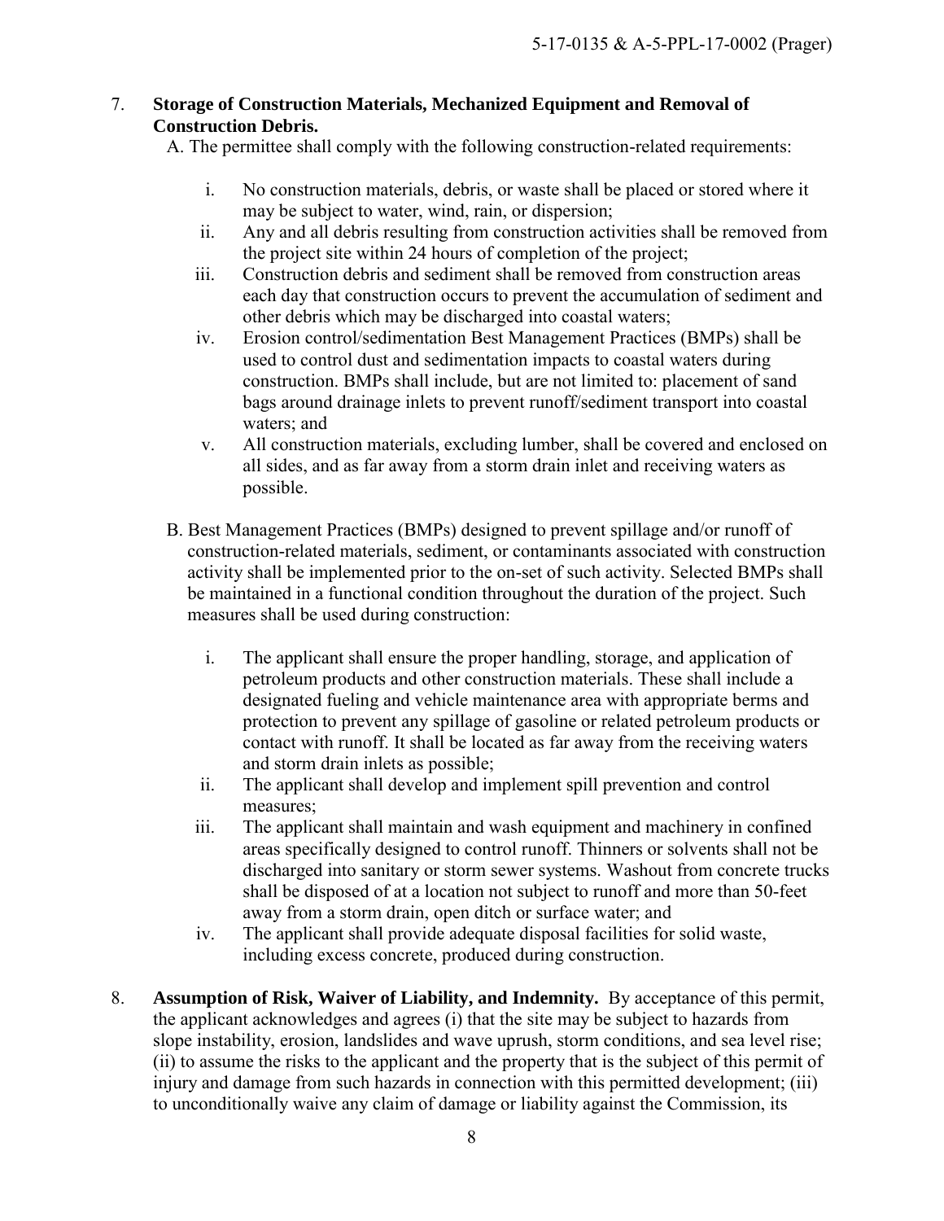7. **Storage of Construction Materials, Mechanized Equipment and Removal of Construction Debris.**

   A. The permittee shall comply with the following construction-related requirements:

   i. No construction materials, debris, or waste shall be placed or stored where it may be subject to water, wind, rain, or dispersion;
   ii. Any and all debris resulting from construction activities shall be removed from the project site within 24 hours of completion of the project;
   iii. Construction debris and sediment shall be removed from construction areas each day that construction occurs to prevent the accumulation of sediment and other debris which may be discharged into coastal waters;
   iv. Erosion control/sedimentation Best Management Practices (BMPs) shall be used to control dust and sedimentation impacts to coastal waters during construction. BMPs shall include, but are not limited to: placement of sand bags around drainage inlets to prevent runoff/sediment transport into coastal waters; and
   v. All construction materials, excluding lumber, shall be covered and enclosed on all sides, and as far away from a storm drain inlet and receiving waters as possible.

   B. Best Management Practices (BMPs) designed to prevent spillage and/or runoff of construction-related materials, sediment, or contaminants associated with construction activity shall be implemented prior to the on-set of such activity. Selected BMPs shall be maintained in a functional condition throughout the duration of the project. Such measures shall be used during construction:

   i. The applicant shall ensure the proper handling, storage, and application of petroleum products and other construction materials. These shall include a designated fueling and vehicle maintenance area with appropriate berms and protection to prevent any spillage of gasoline or related petroleum products or contact with runoff. It shall be located as far away from the receiving waters and storm drain inlets as possible;
   ii. The applicant shall develop and implement spill prevention and control measures;
   iii. The applicant shall maintain and wash equipment and machinery in confined areas specifically designed to control runoff. Thinners or solvents shall not be discharged into sanitary or storm sewer systems. Washout from concrete trucks shall be disposed of at a location not subject to runoff and more than 50-feet away from a storm drain, open ditch or surface water; and
   iv. The applicant shall provide adequate disposal facilities for solid waste, including excess concrete, produced during construction.

8. **Assumption of Risk, Waiver of Liability, and Indemnity.** By acceptance of this permit, the applicant acknowledges and agrees (i) that the site may be subject to hazards from slope instability, erosion, landslides and wave uprush, storm conditions, and sea level rise; (ii) to assume the risks to the applicant and the property that is the subject of this permit of injury and damage from such hazards in connection with this permitted development; (iii) to unconditionally waive any claim of damage or liability against the Commission, its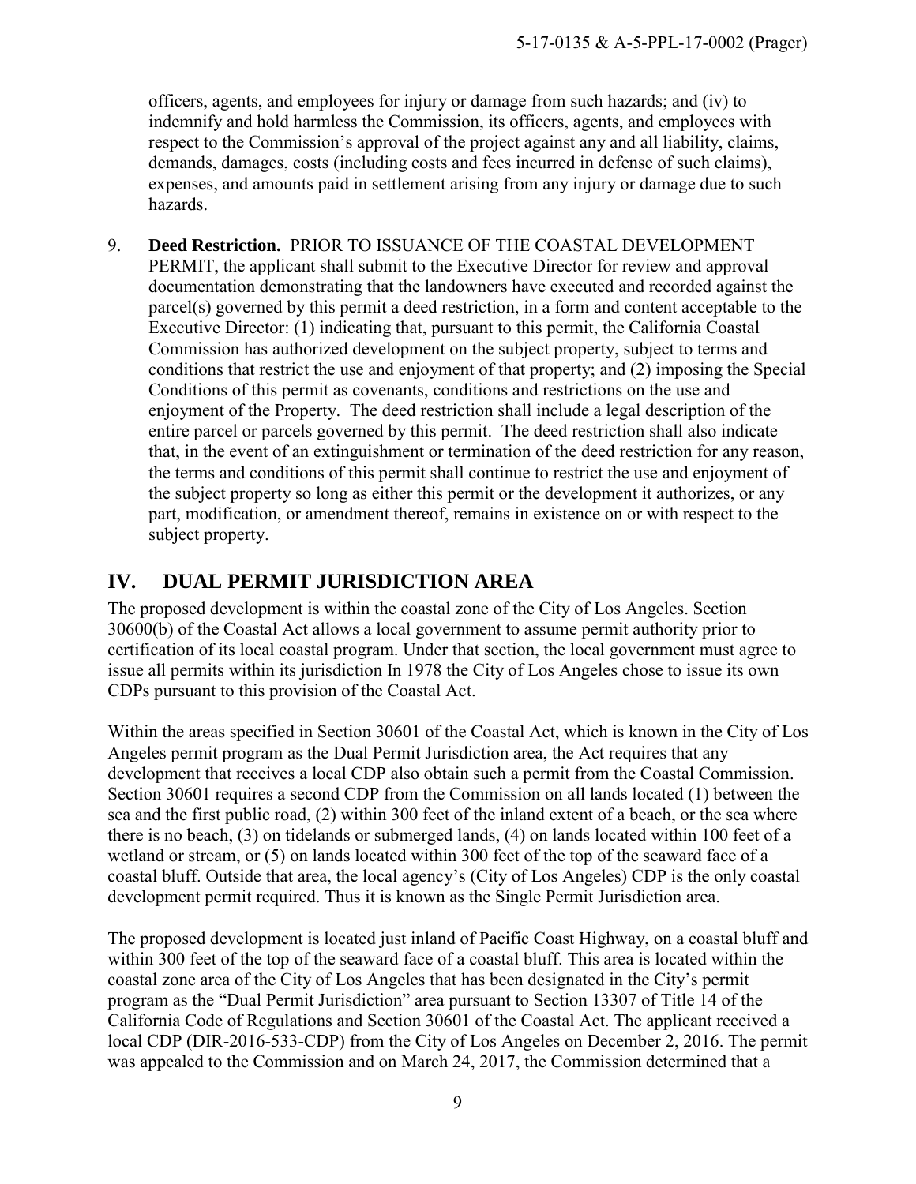officers, agents, and employees for injury or damage from such hazards; and (iv) to indemnify and hold harmless the Commission, its officers, agents, and employees with respect to the Commission's approval of the project against any and all liability, claims, demands, damages, costs (including costs and fees incurred in defense of such claims), expenses, and amounts paid in settlement arising from any injury or damage due to such hazards.

9. **Deed Restriction.** PRIOR TO ISSUANCE OF THE COASTAL DEVELOPMENT PERMIT, the applicant shall submit to the Executive Director for review and approval documentation demonstrating that the landowners have executed and recorded against the parcel(s) governed by this permit a deed restriction, in a form and content acceptable to the Executive Director: (1) indicating that, pursuant to this permit, the California Coastal Commission has authorized development on the subject property, subject to terms and conditions that restrict the use and enjoyment of that property; and (2) imposing the Special Conditions of this permit as covenants, conditions and restrictions on the use and enjoyment of the Property. The deed restriction shall include a legal description of the entire parcel or parcels governed by this permit. The deed restriction shall also indicate that, in the event of an extinguishment or termination of the deed restriction for any reason, the terms and conditions of this permit shall continue to restrict the use and enjoyment of the subject property so long as either this permit or the development it authorizes, or any part, modification, or amendment thereof, remains in existence on or with respect to the subject property.

## IV. DUAL PERMIT JURISDICTION AREA

The proposed development is within the coastal zone of the City of Los Angeles. Section 30600(b) of the Coastal Act allows a local government to assume permit authority prior to certification of its local coastal program. Under that section, the local government must agree to issue all permits within its jurisdiction In 1978 the City of Los Angeles chose to issue its own CDPs pursuant to this provision of the Coastal Act.

Within the areas specified in Section 30601 of the Coastal Act, which is known in the City of Los Angeles permit program as the Dual Permit Jurisdiction area, the Act requires that any development that receives a local CDP also obtain such a permit from the Coastal Commission. Section 30601 requires a second CDP from the Commission on all lands located (1) between the sea and the first public road, (2) within 300 feet of the inland extent of a beach, or the sea where there is no beach, (3) on tidelands or submerged lands, (4) on lands located within 100 feet of a wetland or stream, or (5) on lands located within 300 feet of the top of the seaward face of a coastal bluff. Outside that area, the local agency's (City of Los Angeles) CDP is the only coastal development permit required. Thus it is known as the Single Permit Jurisdiction area.

The proposed development is located just inland of Pacific Coast Highway, on a coastal bluff and within 300 feet of the top of the seaward face of a coastal bluff. This area is located within the coastal zone area of the City of Los Angeles that has been designated in the City's permit program as the "Dual Permit Jurisdiction" area pursuant to Section 13307 of Title 14 of the California Code of Regulations and Section 30601 of the Coastal Act. The applicant received a local CDP (DIR-2016-533-CDP) from the City of Los Angeles on December 2, 2016. The permit was appealed to the Commission and on March 24, 2017, the Commission determined that a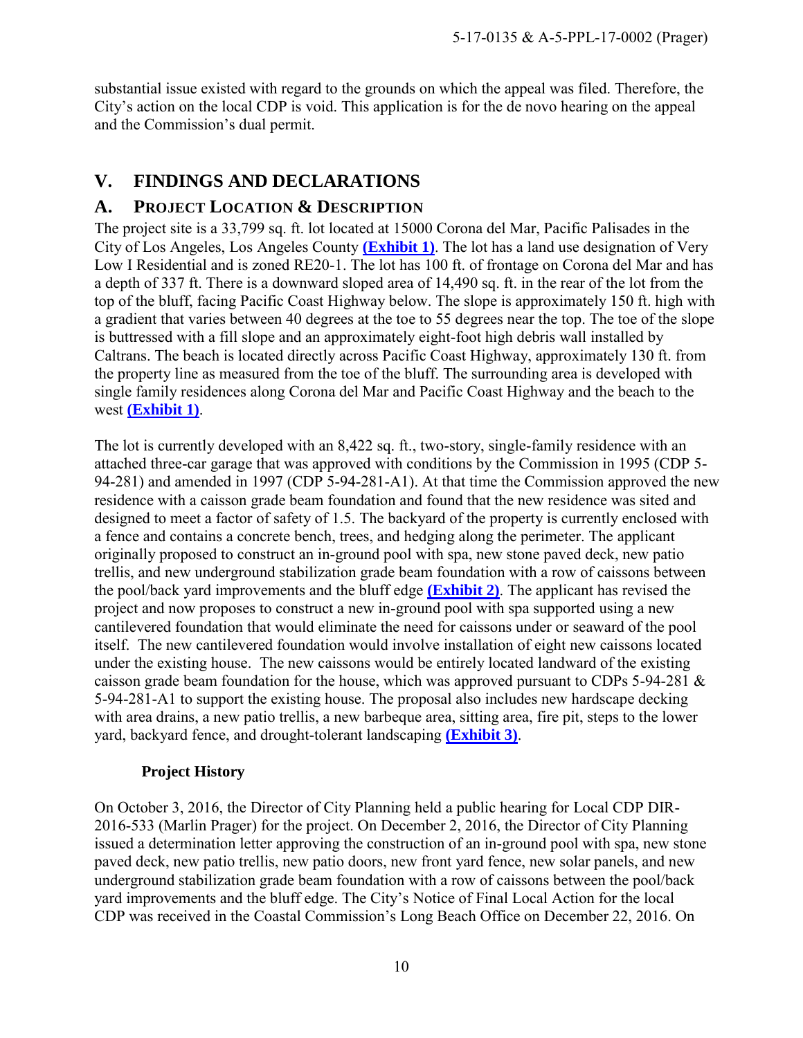substantial issue existed with regard to the grounds on which the appeal was filed. Therefore, the City's action on the local CDP is void. This application is for the de novo hearing on the appeal and the Commission's dual permit.

## V. FINDINGS AND DECLARATIONS

### A. PROJECT LOCATION & DESCRIPTION

The project site is a 33,799 sq. ft. lot located at 15000 Corona del Mar, Pacific Palisades in the City of Los Angeles, Los Angeles County **(Exhibit 1)**. The lot has a land use designation of Very Low I Residential and is zoned RE20-1. The lot has 100 ft. of frontage on Corona del Mar and has a depth of 337 ft. There is a downward sloped area of 14,490 sq. ft. in the rear of the lot from the top of the bluff, facing Pacific Coast Highway below. The slope is approximately 150 ft. high with a gradient that varies between 40 degrees at the toe to 55 degrees near the top. The toe of the slope is buttressed with a fill slope and an approximately eight-foot high debris wall installed by Caltrans. The beach is located directly across Pacific Coast Highway, approximately 130 ft. from the property line as measured from the toe of the bluff. The surrounding area is developed with single family residences along Corona del Mar and Pacific Coast Highway and the beach to the west **(Exhibit 1)**.

The lot is currently developed with an 8,422 sq. ft., two-story, single-family residence with an attached three-car garage that was approved with conditions by the Commission in 1995 (CDP 5-94-281) and amended in 1997 (CDP 5-94-281-A1). At that time the Commission approved the new residence with a caisson grade beam foundation and found that the new residence was sited and designed to meet a factor of safety of 1.5. The backyard of the property is currently enclosed with a fence and contains a concrete bench, trees, and hedging along the perimeter. The applicant originally proposed to construct an in-ground pool with spa, new stone paved deck, new patio trellis, and new underground stabilization grade beam foundation with a row of caissons between the pool/back yard improvements and the bluff edge **(Exhibit 2)**. The applicant has revised the project and now proposes to construct a new in-ground pool with spa supported using a new cantilevered foundation that would eliminate the need for caissons under or seaward of the pool itself. The new cantilevered foundation would involve installation of eight new caissons located under the existing house. The new caissons would be entirely located landward of the existing caisson grade beam foundation for the house, which was approved pursuant to CDPs 5-94-281 & 5-94-281-A1 to support the existing house. The proposal also includes new hardscape decking with area drains, a new patio trellis, a new barbeque area, sitting area, fire pit, steps to the lower yard, backyard fence, and drought-tolerant landscaping **(Exhibit 3)**.

#### Project History

On October 3, 2016, the Director of City Planning held a public hearing for Local CDP DIR-2016-533 (Marlin Prager) for the project. On December 2, 2016, the Director of City Planning issued a determination letter approving the construction of an in-ground pool with spa, new stone paved deck, new patio trellis, new patio doors, new front yard fence, new solar panels, and new underground stabilization grade beam foundation with a row of caissons between the pool/back yard improvements and the bluff edge. The City's Notice of Final Local Action for the local CDP was received in the Coastal Commission's Long Beach Office on December 22, 2016. On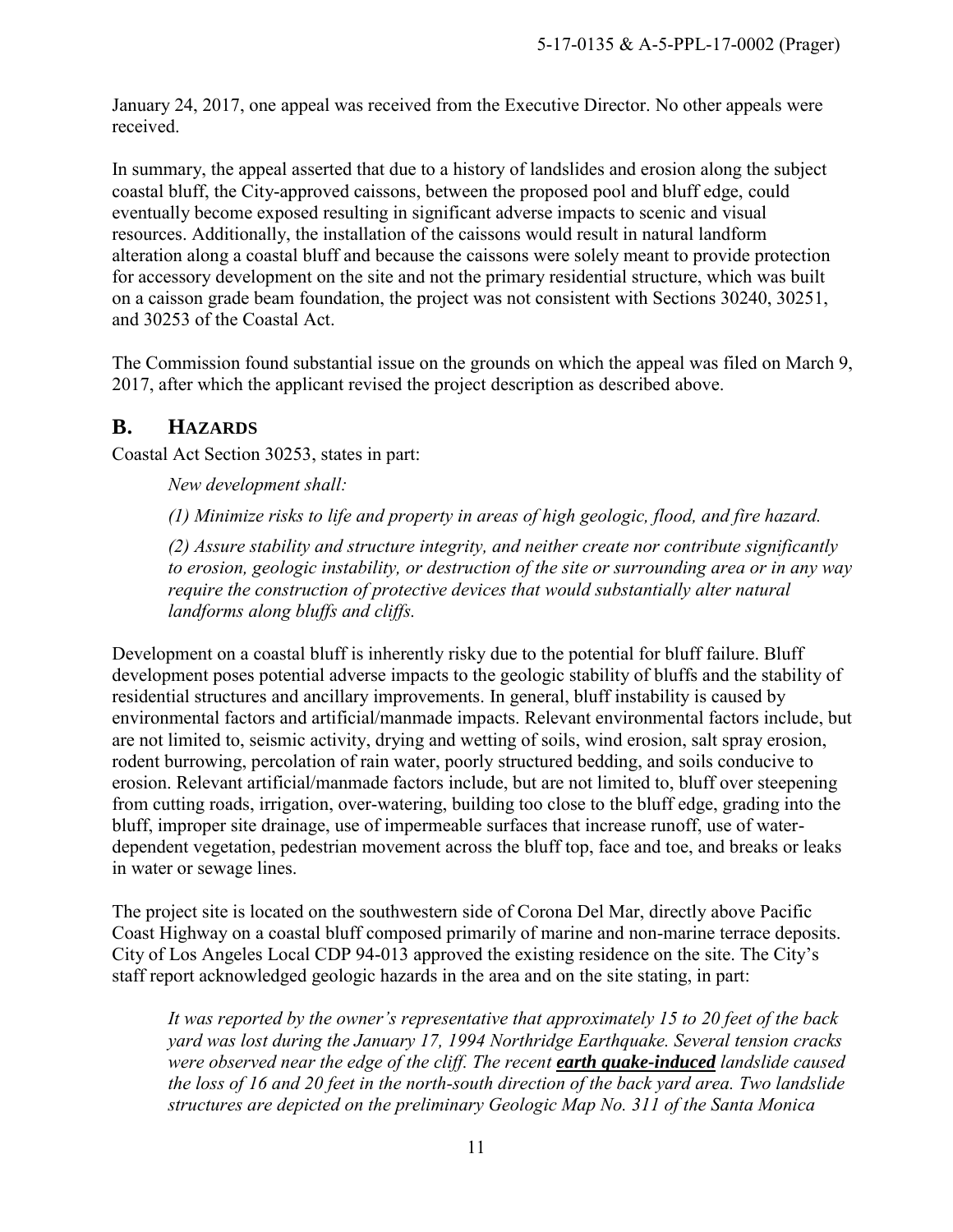January 24, 2017, one appeal was received from the Executive Director. No other appeals were received.

In summary, the appeal asserted that due to a history of landslides and erosion along the subject coastal bluff, the City-approved caissons, between the proposed pool and bluff edge, could eventually become exposed resulting in significant adverse impacts to scenic and visual resources. Additionally, the installation of the caissons would result in natural landform alteration along a coastal bluff and because the caissons were solely meant to provide protection for accessory development on the site and not the primary residential structure, which was built on a caisson grade beam foundation, the project was not consistent with Sections 30240, 30251, and 30253 of the Coastal Act.

The Commission found substantial issue on the grounds on which the appeal was filed on March 9, 2017, after which the applicant revised the project description as described above.

## B. HAZARDS

Coastal Act Section 30253, states in part:

> *New development shall:*
>
> *(1) Minimize risks to life and property in areas of high geologic, flood, and fire hazard.*
>
> *(2) Assure stability and structure integrity, and neither create nor contribute significantly to erosion, geologic instability, or destruction of the site or surrounding area or in any way require the construction of protective devices that would substantially alter natural landforms along bluffs and cliffs.*

Development on a coastal bluff is inherently risky due to the potential for bluff failure. Bluff development poses potential adverse impacts to the geologic stability of bluffs and the stability of residential structures and ancillary improvements. In general, bluff instability is caused by environmental factors and artificial/manmade impacts. Relevant environmental factors include, but are not limited to, seismic activity, drying and wetting of soils, wind erosion, salt spray erosion, rodent burrowing, percolation of rain water, poorly structured bedding, and soils conducive to erosion. Relevant artificial/manmade factors include, but are not limited to, bluff over steepening from cutting roads, irrigation, over-watering, building too close to the bluff edge, grading into the bluff, improper site drainage, use of impermeable surfaces that increase runoff, use of water-dependent vegetation, pedestrian movement across the bluff top, face and toe, and breaks or leaks in water or sewage lines.

The project site is located on the southwestern side of Corona Del Mar, directly above Pacific Coast Highway on a coastal bluff composed primarily of marine and non-marine terrace deposits. City of Los Angeles Local CDP 94-013 approved the existing residence on the site. The City's staff report acknowledged geologic hazards in the area and on the site stating, in part:

> *It was reported by the owner's representative that approximately 15 to 20 feet of the back yard was lost during the January 17, 1994 Northridge Earthquake. Several tension cracks were observed near the edge of the cliff. The recent* ***earth quake-induced*** *landslide caused the loss of 16 and 20 feet in the north-south direction of the back yard area. Two landslide structures are depicted on the preliminary Geologic Map No. 311 of the Santa Monica*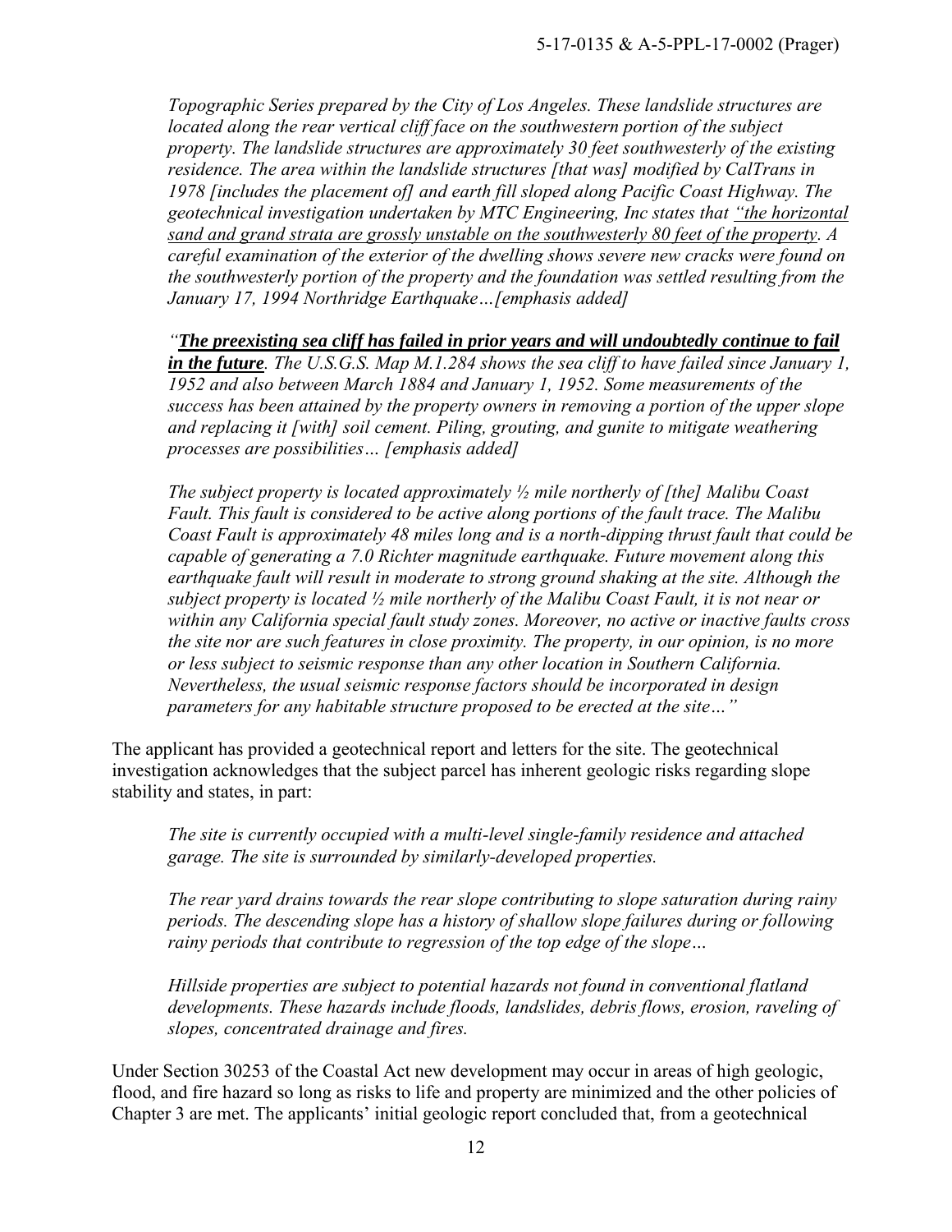*Topographic Series prepared by the City of Los Angeles. These landslide structures are located along the rear vertical cliff face on the southwestern portion of the subject property. The landslide structures are approximately 30 feet southwesterly of the existing residence. The area within the landslide structures [that was] modified by CalTrans in 1978 [includes the placement of] and earth fill sloped along Pacific Coast Highway. The geotechnical investigation undertaken by MTC Engineering, Inc states that <u>"the horizontal sand and grand strata are grossly unstable on the southwesterly 80 feet of the property</u>. A careful examination of the exterior of the dwelling shows severe new cracks were found on the southwesterly portion of the property and the foundation was settled resulting from the January 17, 1994 Northridge Earthquake…[emphasis added]*

*"<u>**The preexisting sea cliff has failed in prior years and will undoubtedly continue to fail in the future**</u>. The U.S.G.S. Map M.1.284 shows the sea cliff to have failed since January 1, 1952 and also between March 1884 and January 1, 1952. Some measurements of the success has been attained by the property owners in removing a portion of the upper slope and replacing it [with] soil cement. Piling, grouting, and gunite to mitigate weathering processes are possibilities… [emphasis added]*

*The subject property is located approximately ½ mile northerly of [the] Malibu Coast Fault. This fault is considered to be active along portions of the fault trace. The Malibu Coast Fault is approximately 48 miles long and is a north-dipping thrust fault that could be capable of generating a 7.0 Richter magnitude earthquake. Future movement along this earthquake fault will result in moderate to strong ground shaking at the site. Although the subject property is located ½ mile northerly of the Malibu Coast Fault, it is not near or within any California special fault study zones. Moreover, no active or inactive faults cross the site nor are such features in close proximity. The property, in our opinion, is no more or less subject to seismic response than any other location in Southern California. Nevertheless, the usual seismic response factors should be incorporated in design parameters for any habitable structure proposed to be erected at the site…"*

The applicant has provided a geotechnical report and letters for the site. The geotechnical investigation acknowledges that the subject parcel has inherent geologic risks regarding slope stability and states, in part:

*The site is currently occupied with a multi-level single-family residence and attached garage. The site is surrounded by similarly-developed properties.*

*The rear yard drains towards the rear slope contributing to slope saturation during rainy periods. The descending slope has a history of shallow slope failures during or following rainy periods that contribute to regression of the top edge of the slope…*

*Hillside properties are subject to potential hazards not found in conventional flatland developments. These hazards include floods, landslides, debris flows, erosion, raveling of slopes, concentrated drainage and fires.*

Under Section 30253 of the Coastal Act new development may occur in areas of high geologic, flood, and fire hazard so long as risks to life and property are minimized and the other policies of Chapter 3 are met. The applicants' initial geologic report concluded that, from a geotechnical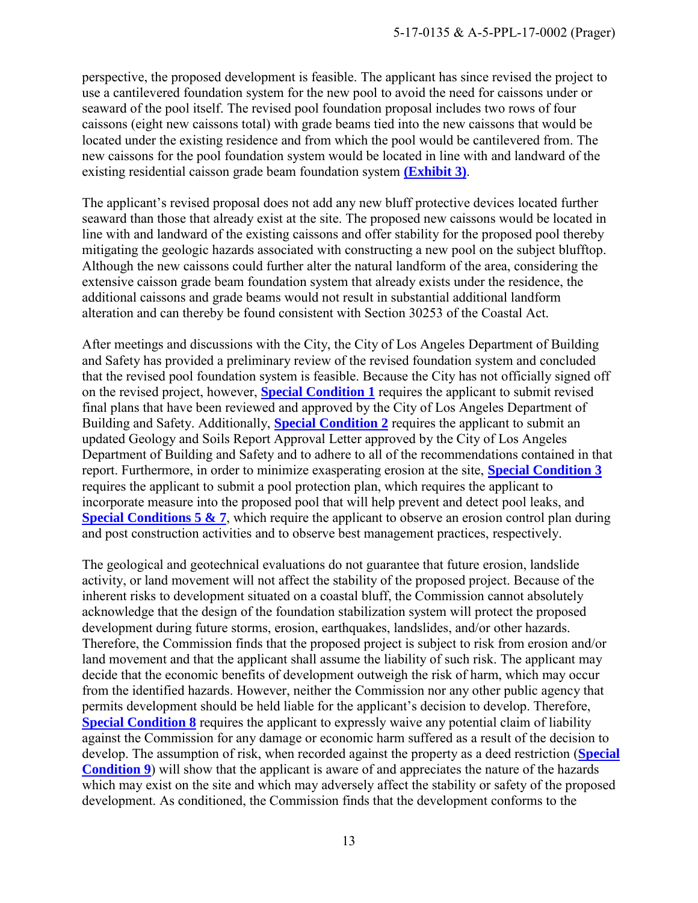perspective, the proposed development is feasible. The applicant has since revised the project to use a cantilevered foundation system for the new pool to avoid the need for caissons under or seaward of the pool itself. The revised pool foundation proposal includes two rows of four caissons (eight new caissons total) with grade beams tied into the new caissons that would be located under the existing residence and from which the pool would be cantilevered from. The new caissons for the pool foundation system would be located in line with and landward of the existing residential caisson grade beam foundation system **(Exhibit 3)**.

The applicant's revised proposal does not add any new bluff protective devices located further seaward than those that already exist at the site. The proposed new caissons would be located in line with and landward of the existing caissons and offer stability for the proposed pool thereby mitigating the geologic hazards associated with constructing a new pool on the subject blufftop. Although the new caissons could further alter the natural landform of the area, considering the extensive caisson grade beam foundation system that already exists under the residence, the additional caissons and grade beams would not result in substantial additional landform alteration and can thereby be found consistent with Section 30253 of the Coastal Act.

After meetings and discussions with the City, the City of Los Angeles Department of Building and Safety has provided a preliminary review of the revised foundation system and concluded that the revised pool foundation system is feasible. Because the City has not officially signed off on the revised project, however, **Special Condition 1** requires the applicant to submit revised final plans that have been reviewed and approved by the City of Los Angeles Department of Building and Safety. Additionally, **Special Condition 2** requires the applicant to submit an updated Geology and Soils Report Approval Letter approved by the City of Los Angeles Department of Building and Safety and to adhere to all of the recommendations contained in that report. Furthermore, in order to minimize exasperating erosion at the site, **Special Condition 3** requires the applicant to submit a pool protection plan, which requires the applicant to incorporate measure into the proposed pool that will help prevent and detect pool leaks, and **Special Conditions 5 & 7**, which require the applicant to observe an erosion control plan during and post construction activities and to observe best management practices, respectively.

The geological and geotechnical evaluations do not guarantee that future erosion, landslide activity, or land movement will not affect the stability of the proposed project. Because of the inherent risks to development situated on a coastal bluff, the Commission cannot absolutely acknowledge that the design of the foundation stabilization system will protect the proposed development during future storms, erosion, earthquakes, landslides, and/or other hazards. Therefore, the Commission finds that the proposed project is subject to risk from erosion and/or land movement and that the applicant shall assume the liability of such risk. The applicant may decide that the economic benefits of development outweigh the risk of harm, which may occur from the identified hazards. However, neither the Commission nor any other public agency that permits development should be held liable for the applicant's decision to develop. Therefore, **Special Condition 8** requires the applicant to expressly waive any potential claim of liability against the Commission for any damage or economic harm suffered as a result of the decision to develop. The assumption of risk, when recorded against the property as a deed restriction (**Special Condition 9**) will show that the applicant is aware of and appreciates the nature of the hazards which may exist on the site and which may adversely affect the stability or safety of the proposed development. As conditioned, the Commission finds that the development conforms to the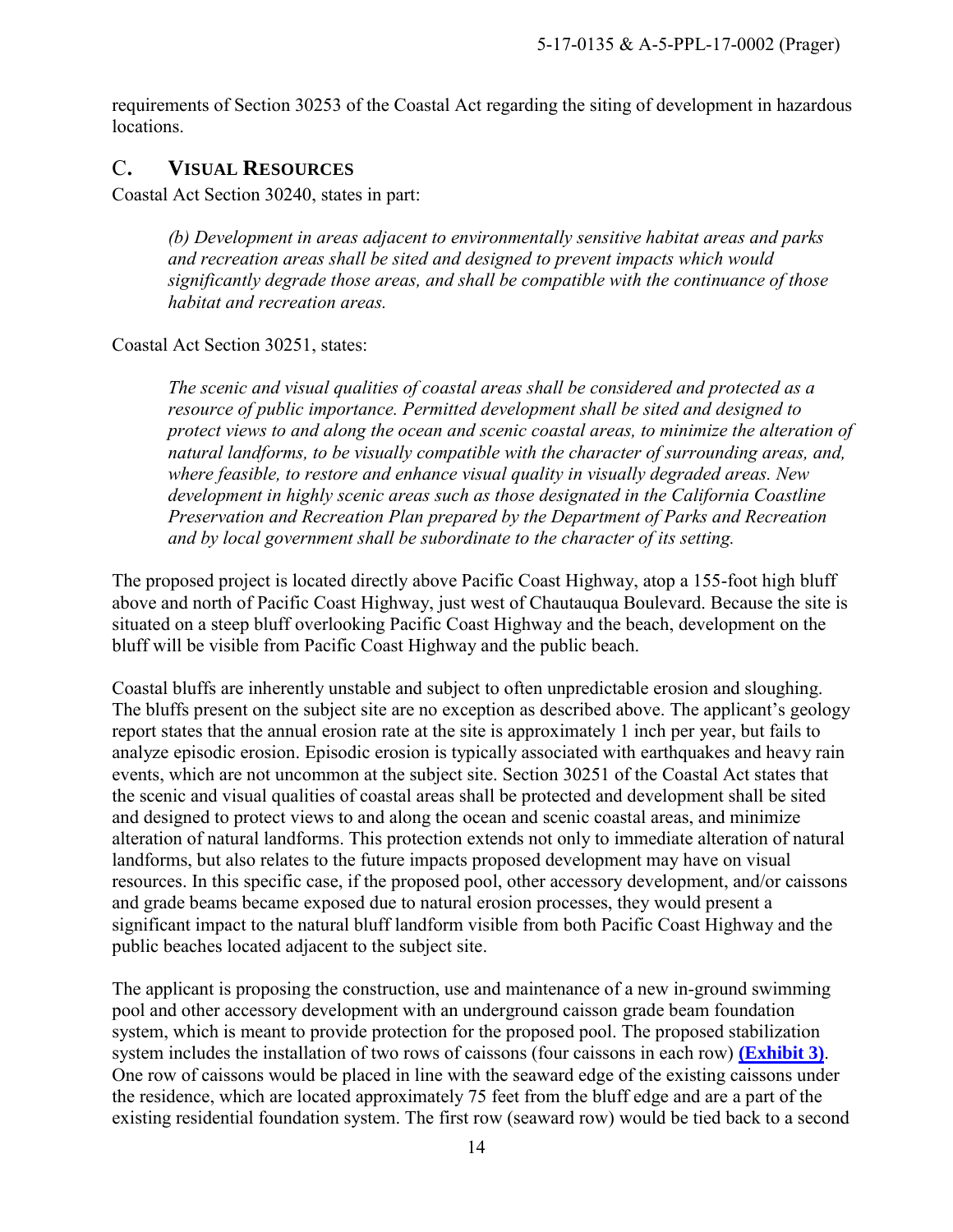requirements of Section 30253 of the Coastal Act regarding the siting of development in hazardous locations.

## C. VISUAL RESOURCES

Coastal Act Section 30240, states in part:

> *(b) Development in areas adjacent to environmentally sensitive habitat areas and parks and recreation areas shall be sited and designed to prevent impacts which would significantly degrade those areas, and shall be compatible with the continuance of those habitat and recreation areas.*

Coastal Act Section 30251, states:

> *The scenic and visual qualities of coastal areas shall be considered and protected as a resource of public importance. Permitted development shall be sited and designed to protect views to and along the ocean and scenic coastal areas, to minimize the alteration of natural landforms, to be visually compatible with the character of surrounding areas, and, where feasible, to restore and enhance visual quality in visually degraded areas. New development in highly scenic areas such as those designated in the California Coastline Preservation and Recreation Plan prepared by the Department of Parks and Recreation and by local government shall be subordinate to the character of its setting.*

The proposed project is located directly above Pacific Coast Highway, atop a 155-foot high bluff above and north of Pacific Coast Highway, just west of Chautauqua Boulevard. Because the site is situated on a steep bluff overlooking Pacific Coast Highway and the beach, development on the bluff will be visible from Pacific Coast Highway and the public beach.

Coastal bluffs are inherently unstable and subject to often unpredictable erosion and sloughing. The bluffs present on the subject site are no exception as described above. The applicant's geology report states that the annual erosion rate at the site is approximately 1 inch per year, but fails to analyze episodic erosion. Episodic erosion is typically associated with earthquakes and heavy rain events, which are not uncommon at the subject site. Section 30251 of the Coastal Act states that the scenic and visual qualities of coastal areas shall be protected and development shall be sited and designed to protect views to and along the ocean and scenic coastal areas, and minimize alteration of natural landforms. This protection extends not only to immediate alteration of natural landforms, but also relates to the future impacts proposed development may have on visual resources. In this specific case, if the proposed pool, other accessory development, and/or caissons and grade beams became exposed due to natural erosion processes, they would present a significant impact to the natural bluff landform visible from both Pacific Coast Highway and the public beaches located adjacent to the subject site.

The applicant is proposing the construction, use and maintenance of a new in-ground swimming pool and other accessory development with an underground caisson grade beam foundation system, which is meant to provide protection for the proposed pool. The proposed stabilization system includes the installation of two rows of caissons (four caissons in each row) **(Exhibit 3)**. One row of caissons would be placed in line with the seaward edge of the existing caissons under the residence, which are located approximately 75 feet from the bluff edge and are a part of the existing residential foundation system. The first row (seaward row) would be tied back to a second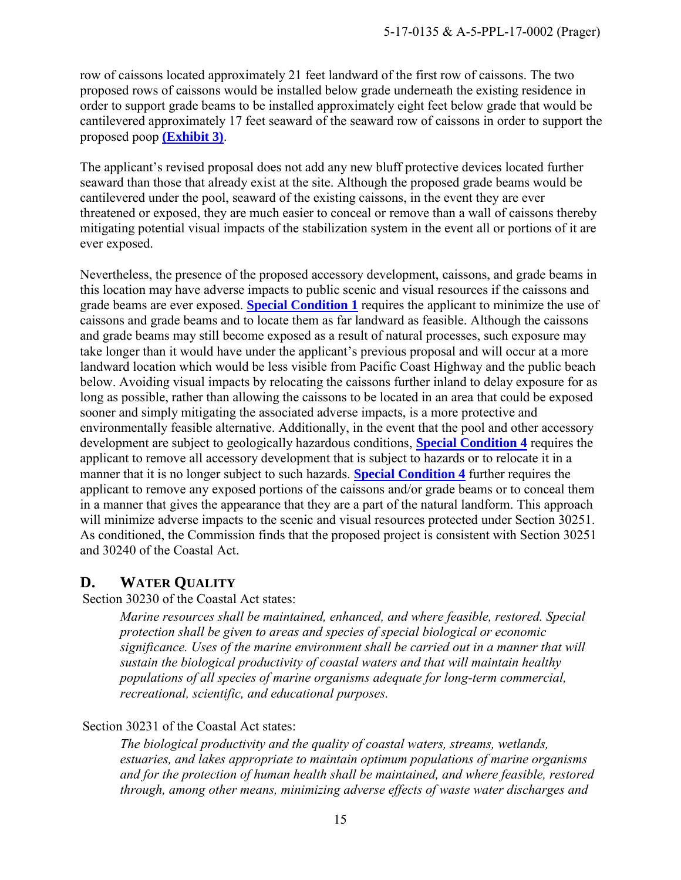row of caissons located approximately 21 feet landward of the first row of caissons. The two proposed rows of caissons would be installed below grade underneath the existing residence in order to support grade beams to be installed approximately eight feet below grade that would be cantilevered approximately 17 feet seaward of the seaward row of caissons in order to support the proposed poop **(Exhibit 3)**.

The applicant's revised proposal does not add any new bluff protective devices located further seaward than those that already exist at the site. Although the proposed grade beams would be cantilevered under the pool, seaward of the existing caissons, in the event they are ever threatened or exposed, they are much easier to conceal or remove than a wall of caissons thereby mitigating potential visual impacts of the stabilization system in the event all or portions of it are ever exposed.

Nevertheless, the presence of the proposed accessory development, caissons, and grade beams in this location may have adverse impacts to public scenic and visual resources if the caissons and grade beams are ever exposed. **Special Condition 1** requires the applicant to minimize the use of caissons and grade beams and to locate them as far landward as feasible. Although the caissons and grade beams may still become exposed as a result of natural processes, such exposure may take longer than it would have under the applicant's previous proposal and will occur at a more landward location which would be less visible from Pacific Coast Highway and the public beach below. Avoiding visual impacts by relocating the caissons further inland to delay exposure for as long as possible, rather than allowing the caissons to be located in an area that could be exposed sooner and simply mitigating the associated adverse impacts, is a more protective and environmentally feasible alternative. Additionally, in the event that the pool and other accessory development are subject to geologically hazardous conditions, **Special Condition 4** requires the applicant to remove all accessory development that is subject to hazards or to relocate it in a manner that it is no longer subject to such hazards. **Special Condition 4** further requires the applicant to remove any exposed portions of the caissons and/or grade beams or to conceal them in a manner that gives the appearance that they are a part of the natural landform. This approach will minimize adverse impacts to the scenic and visual resources protected under Section 30251. As conditioned, the Commission finds that the proposed project is consistent with Section 30251 and 30240 of the Coastal Act.

## D. WATER QUALITY

Section 30230 of the Coastal Act states:

> *Marine resources shall be maintained, enhanced, and where feasible, restored. Special protection shall be given to areas and species of special biological or economic significance. Uses of the marine environment shall be carried out in a manner that will sustain the biological productivity of coastal waters and that will maintain healthy populations of all species of marine organisms adequate for long-term commercial, recreational, scientific, and educational purposes.*

Section 30231 of the Coastal Act states:

> *The biological productivity and the quality of coastal waters, streams, wetlands, estuaries, and lakes appropriate to maintain optimum populations of marine organisms and for the protection of human health shall be maintained, and where feasible, restored through, among other means, minimizing adverse effects of waste water discharges and*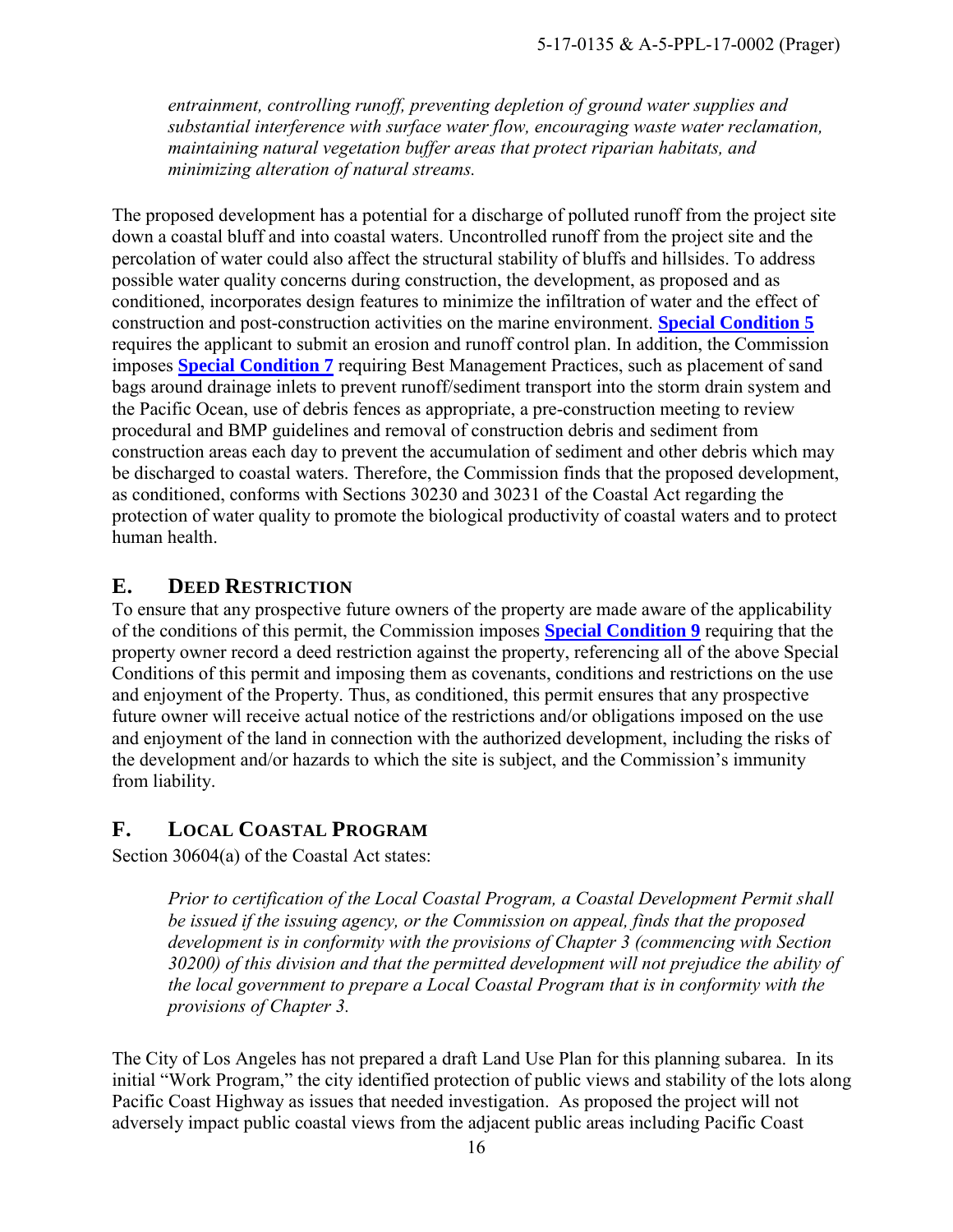*entrainment, controlling runoff, preventing depletion of ground water supplies and substantial interference with surface water flow, encouraging waste water reclamation, maintaining natural vegetation buffer areas that protect riparian habitats, and minimizing alteration of natural streams.*

The proposed development has a potential for a discharge of polluted runoff from the project site down a coastal bluff and into coastal waters. Uncontrolled runoff from the project site and the percolation of water could also affect the structural stability of bluffs and hillsides. To address possible water quality concerns during construction, the development, as proposed and as conditioned, incorporates design features to minimize the infiltration of water and the effect of construction and post-construction activities on the marine environment. **Special Condition 5** requires the applicant to submit an erosion and runoff control plan. In addition, the Commission imposes **Special Condition 7** requiring Best Management Practices, such as placement of sand bags around drainage inlets to prevent runoff/sediment transport into the storm drain system and the Pacific Ocean, use of debris fences as appropriate, a pre-construction meeting to review procedural and BMP guidelines and removal of construction debris and sediment from construction areas each day to prevent the accumulation of sediment and other debris which may be discharged to coastal waters. Therefore, the Commission finds that the proposed development, as conditioned, conforms with Sections 30230 and 30231 of the Coastal Act regarding the protection of water quality to promote the biological productivity of coastal waters and to protect human health.

## E. DEED RESTRICTION

To ensure that any prospective future owners of the property are made aware of the applicability of the conditions of this permit, the Commission imposes **Special Condition 9** requiring that the property owner record a deed restriction against the property, referencing all of the above Special Conditions of this permit and imposing them as covenants, conditions and restrictions on the use and enjoyment of the Property. Thus, as conditioned, this permit ensures that any prospective future owner will receive actual notice of the restrictions and/or obligations imposed on the use and enjoyment of the land in connection with the authorized development, including the risks of the development and/or hazards to which the site is subject, and the Commission's immunity from liability.

## F. LOCAL COASTAL PROGRAM

Section 30604(a) of the Coastal Act states:

> *Prior to certification of the Local Coastal Program, a Coastal Development Permit shall be issued if the issuing agency, or the Commission on appeal, finds that the proposed development is in conformity with the provisions of Chapter 3 (commencing with Section 30200) of this division and that the permitted development will not prejudice the ability of the local government to prepare a Local Coastal Program that is in conformity with the provisions of Chapter 3.*

The City of Los Angeles has not prepared a draft Land Use Plan for this planning subarea. In its initial "Work Program," the city identified protection of public views and stability of the lots along Pacific Coast Highway as issues that needed investigation. As proposed the project will not adversely impact public coastal views from the adjacent public areas including Pacific Coast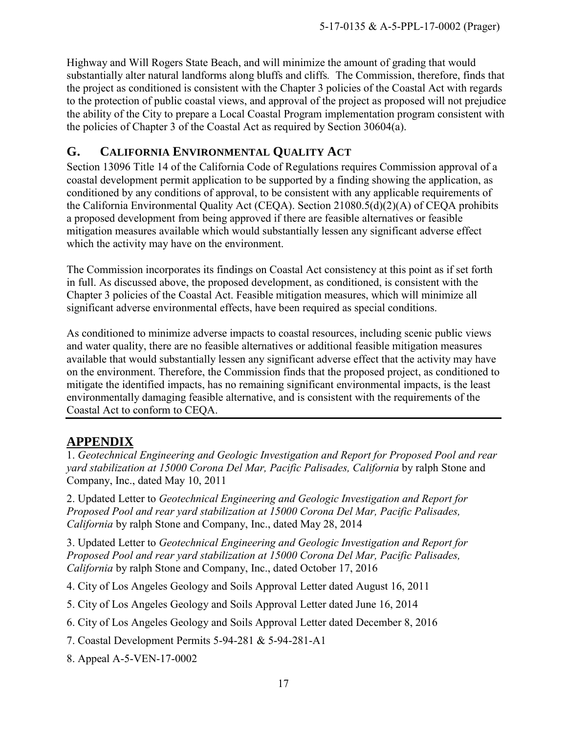Highway and Will Rogers State Beach, and will minimize the amount of grading that would substantially alter natural landforms along bluffs and cliffs*.* The Commission, therefore, finds that the project as conditioned is consistent with the Chapter 3 policies of the Coastal Act with regards to the protection of public coastal views, and approval of the project as proposed will not prejudice the ability of the City to prepare a Local Coastal Program implementation program consistent with the policies of Chapter 3 of the Coastal Act as required by Section 30604(a).

## G. CALIFORNIA ENVIRONMENTAL QUALITY ACT

Section 13096 Title 14 of the California Code of Regulations requires Commission approval of a coastal development permit application to be supported by a finding showing the application, as conditioned by any conditions of approval, to be consistent with any applicable requirements of the California Environmental Quality Act (CEQA). Section 21080.5(d)(2)(A) of CEQA prohibits a proposed development from being approved if there are feasible alternatives or feasible mitigation measures available which would substantially lessen any significant adverse effect which the activity may have on the environment.

The Commission incorporates its findings on Coastal Act consistency at this point as if set forth in full. As discussed above, the proposed development, as conditioned, is consistent with the Chapter 3 policies of the Coastal Act. Feasible mitigation measures, which will minimize all significant adverse environmental effects, have been required as special conditions.

As conditioned to minimize adverse impacts to coastal resources, including scenic public views and water quality, there are no feasible alternatives or additional feasible mitigation measures available that would substantially lessen any significant adverse effect that the activity may have on the environment. Therefore, the Commission finds that the proposed project, as conditioned to mitigate the identified impacts, has no remaining significant environmental impacts, is the least environmentally damaging feasible alternative, and is consistent with the requirements of the Coastal Act to conform to CEQA.

---

## APPENDIX

1. *Geotechnical Engineering and Geologic Investigation and Report for Proposed Pool and rear yard stabilization at 15000 Corona Del Mar, Pacific Palisades, California* by ralph Stone and Company, Inc., dated May 10, 2011

2. Updated Letter to *Geotechnical Engineering and Geologic Investigation and Report for Proposed Pool and rear yard stabilization at 15000 Corona Del Mar, Pacific Palisades, California* by ralph Stone and Company, Inc., dated May 28, 2014

3. Updated Letter to *Geotechnical Engineering and Geologic Investigation and Report for Proposed Pool and rear yard stabilization at 15000 Corona Del Mar, Pacific Palisades, California* by ralph Stone and Company, Inc., dated October 17, 2016

4. City of Los Angeles Geology and Soils Approval Letter dated August 16, 2011

5. City of Los Angeles Geology and Soils Approval Letter dated June 16, 2014

6. City of Los Angeles Geology and Soils Approval Letter dated December 8, 2016

7. Coastal Development Permits 5-94-281 & 5-94-281-A1

8. Appeal A-5-VEN-17-0002